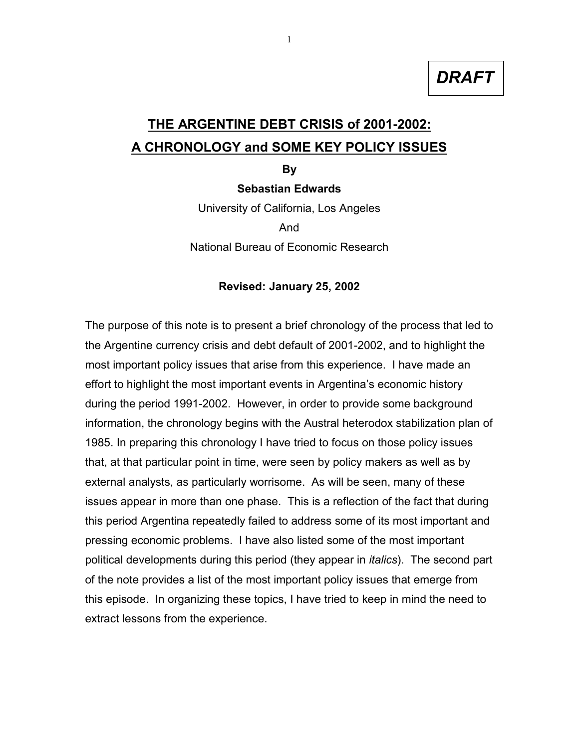**DRAFT**

# THE ARGENTINE DEBT CRISIS of 2001-2002: A CHRONOLOGY and SOME KEY POLICY ISSUES

**By**

**Sebastian Edwards**

University of California, Los Angeles

And

National Bureau of Economic Research

**Revised: January 25, 2002**

The purpose of this note is to present a brief chronology of the process that led to the Argentine currency crisis and debt default of 2001-2002, and to highlight the most important policy issues that arise from this experience. I have made an effort to highlight the most important events in Argentina's economic history during the period 1991-2002. However, in order to provide some background information, the chronology begins with the Austral heterodox stabilization plan of 1985. In preparing this chronology I have tried to focus on those policy issues that, at that particular point in time, were seen by policy makers as well as by external analysts, as particularly worrisome. As will be seen, many of these issues appear in more than one phase. This is a reflection of the fact that during this period Argentina repeatedly failed to address some of its most important and pressing economic problems. I have also listed some of the most important political developments during this period (they appear in *italics*). The second part of the note provides a list of the most important policy issues that emerge from this episode. In organizing these topics, I have tried to keep in mind the need to extract lessons from the experience.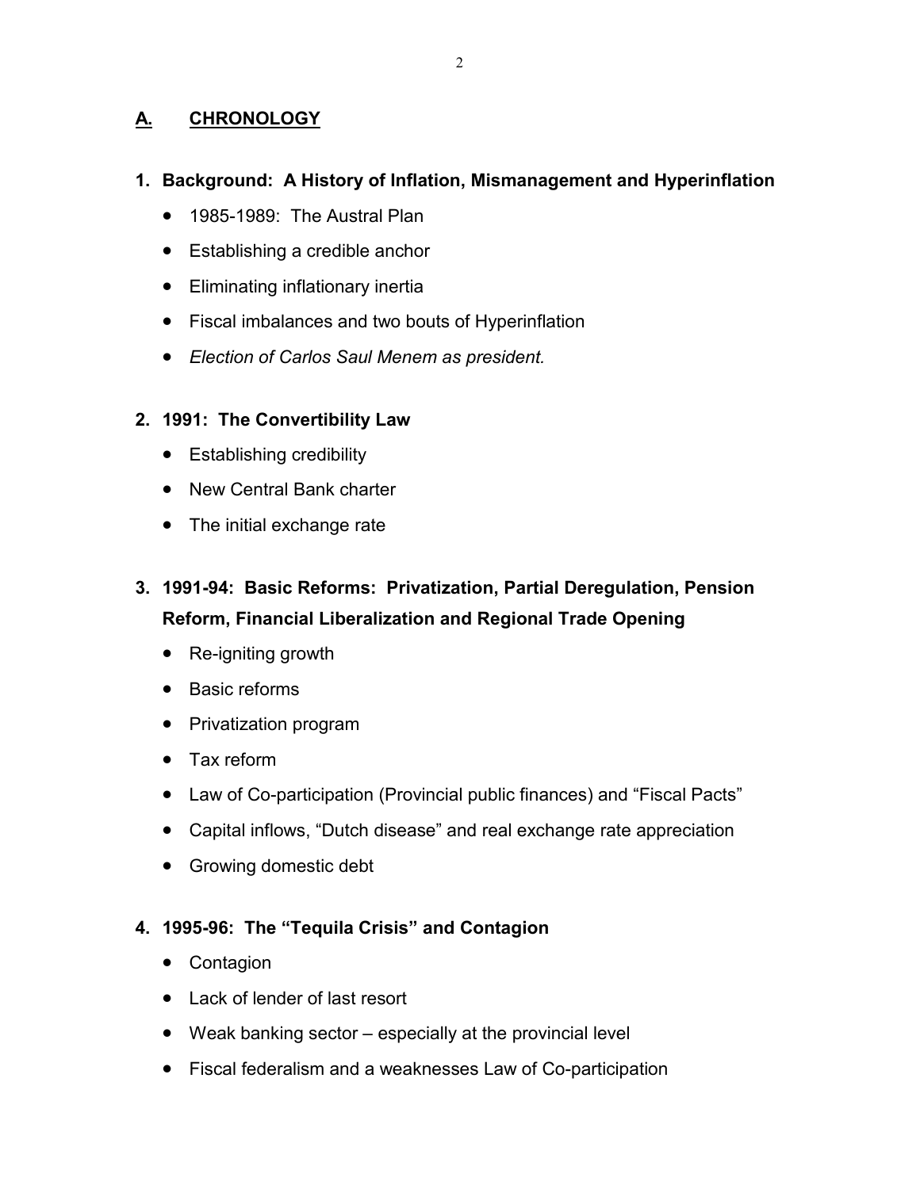## A. CHRONOLOGY

### 1. Background: A History of Inflation, Mismanagement and Hyperinflation

- 1985-1989: The Austral Plan
- Establishing a credible anchor
- Eliminating inflationary inertia
- Fiscal imbalances and two bouts of Hyperinflation
- *Election of Carlos Saul Menem as president.*

### 2. 1991: The Convertibility Law

- Establishing credibility
- New Central Bank charter
- The initial exchange rate

### 3. 1991-94: Basic Reforms: Privatization, Partial Deregulation, Pension Reform, Financial Liberalization and Regional Trade Opening

- Re-igniting growth
- Basic reforms
- Privatization program
- Tax reform
- Law of Co-participation (Provincial public finances) and "Fiscal Pacts"
- Capital inflows, "Dutch disease" and real exchange rate appreciation
- Growing domestic debt

### 4. 1995-96: The "Tequila Crisis" and Contagion

- Contagion
- Lack of lender of last resort
- Weak banking sector – especially at the provincial level
- Fiscal federalism and a weaknesses Law of Co-participation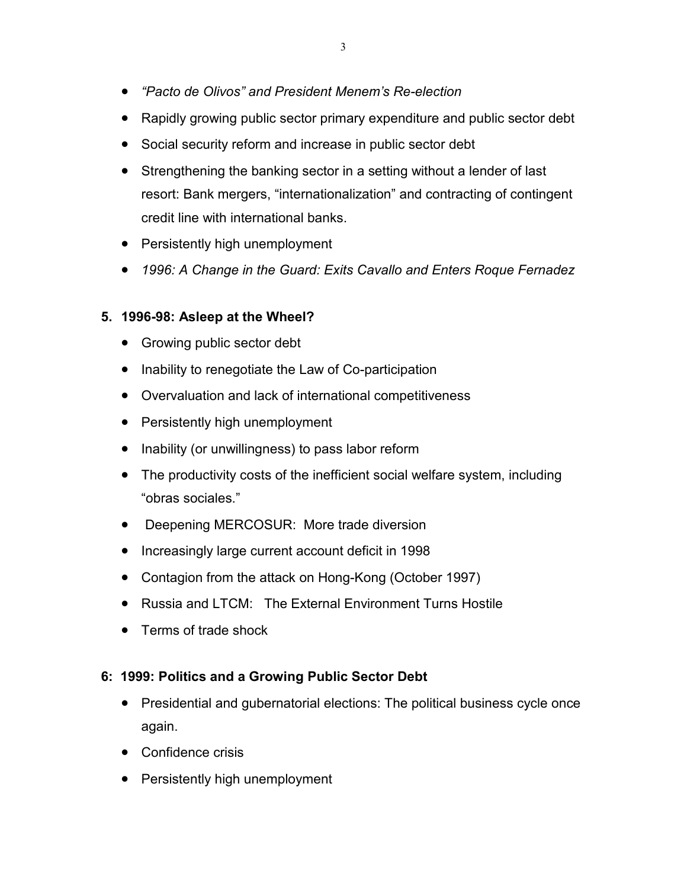- *"Pacto de Olivos" and President Menem's Re-election*
- Rapidly growing public sector primary expenditure and public sector debt
- Social security reform and increase in public sector debt
- Strengthening the banking sector in a setting without a lender of last resort: Bank mergers, "internationalization" and contracting of contingent credit line with international banks.
- Persistently high unemployment
- *1996: A Change in the Guard: Exits Cavallo and Enters Roque Fernadez*

## 5. 1996-98: Asleep at the Wheel?

- Growing public sector debt
- Inability to renegotiate the Law of Co-participation
- Overvaluation and lack of international competitiveness
- Persistently high unemployment
- Inability (or unwillingness) to pass labor reform
- The productivity costs of the inefficient social welfare system, including "obras sociales."
- Deepening MERCOSUR: More trade diversion
- Increasingly large current account deficit in 1998
- Contagion from the attack on Hong-Kong (October 1997)
- Russia and LTCM: The External Environment Turns Hostile
- Terms of trade shock

## 6: 1999: Politics and a Growing Public Sector Debt

- Presidential and gubernatorial elections: The political business cycle once again.
- Confidence crisis
- Persistently high unemployment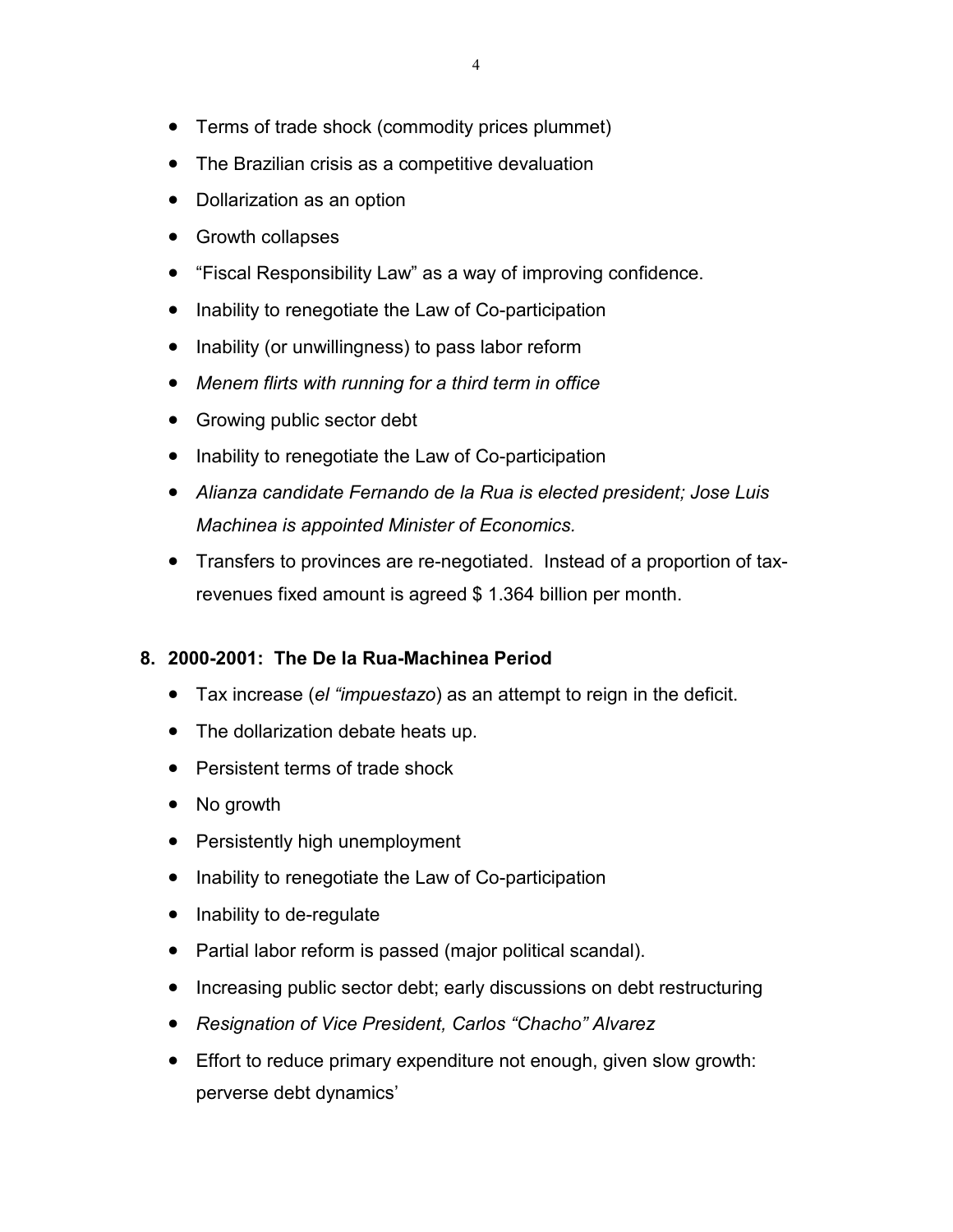- Terms of trade shock (commodity prices plummet)
- The Brazilian crisis as a competitive devaluation
- Dollarization as an option
- Growth collapses
- "Fiscal Responsibility Law" as a way of improving confidence.
- Inability to renegotiate the Law of Co-participation
- Inability (or unwillingness) to pass labor reform
- *Menem flirts with running for a third term in office*
- Growing public sector debt
- Inability to renegotiate the Law of Co-participation
- *Alianza candidate Fernando de la Rua is elected president; Jose Luis Machinea is appointed Minister of Economics.*
- Transfers to provinces are re-negotiated. Instead of a proportion of tax-revenues fixed amount is agreed $ 1.364 billion per month.

**8. 2000-2001: The De la Rua-Machinea Period**

- Tax increase (*el "impuestazo*) as an attempt to reign in the deficit.
- The dollarization debate heats up.
- Persistent terms of trade shock
- No growth
- Persistently high unemployment
- Inability to renegotiate the Law of Co-participation
- Inability to de-regulate
- Partial labor reform is passed (major political scandal).
- Increasing public sector debt; early discussions on debt restructuring
- *Resignation of Vice President, Carlos "Chacho" Alvarez*
- Effort to reduce primary expenditure not enough, given slow growth: perverse debt dynamics'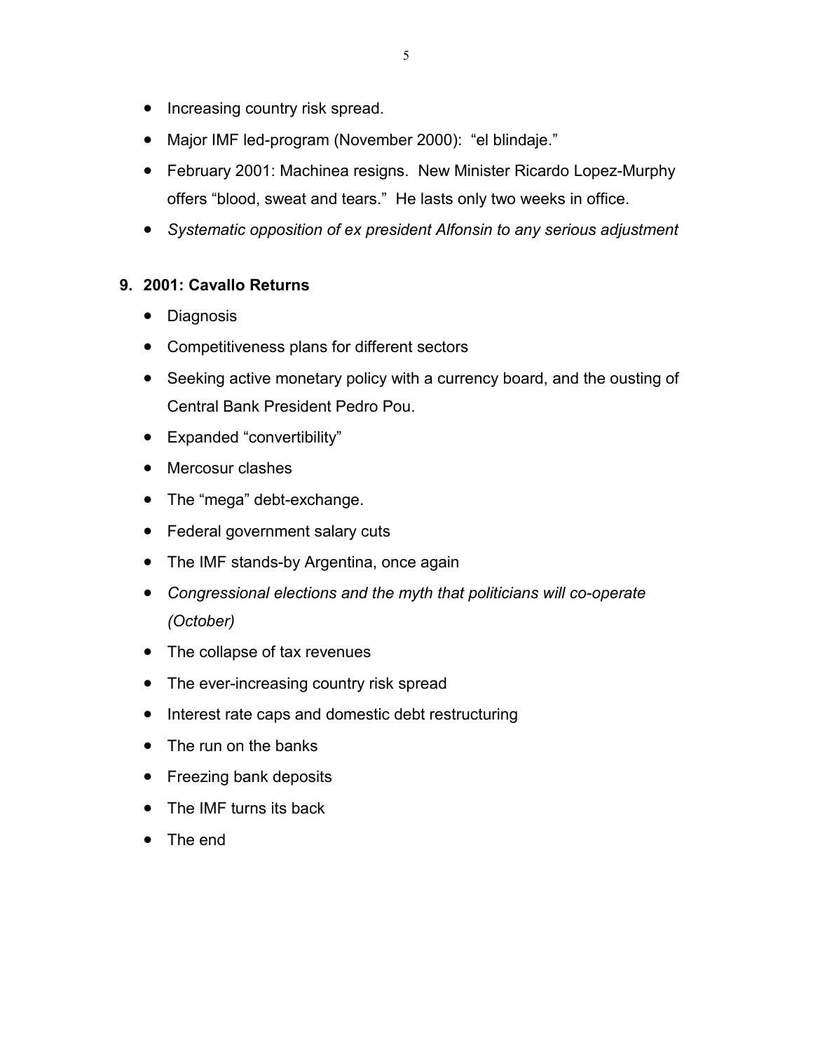- Increasing country risk spread.
- Major IMF led-program (November 2000): "el blindaje."
- February 2001: Machinea resigns. New Minister Ricardo Lopez-Murphy offers "blood, sweat and tears." He lasts only two weeks in office.
- *Systematic opposition of ex president Alfonsin to any serious adjustment*

**9. 2001: Cavallo Returns**

- Diagnosis
- Competitiveness plans for different sectors
- Seeking active monetary policy with a currency board, and the ousting of Central Bank President Pedro Pou.
- Expanded "convertibility"
- Mercosur clashes
- The "mega" debt-exchange.
- Federal government salary cuts
- The IMF stands-by Argentina, once again
- *Congressional elections and the myth that politicians will co-operate (October)*
- The collapse of tax revenues
- The ever-increasing country risk spread
- Interest rate caps and domestic debt restructuring
- The run on the banks
- Freezing bank deposits
- The IMF turns its back
- The end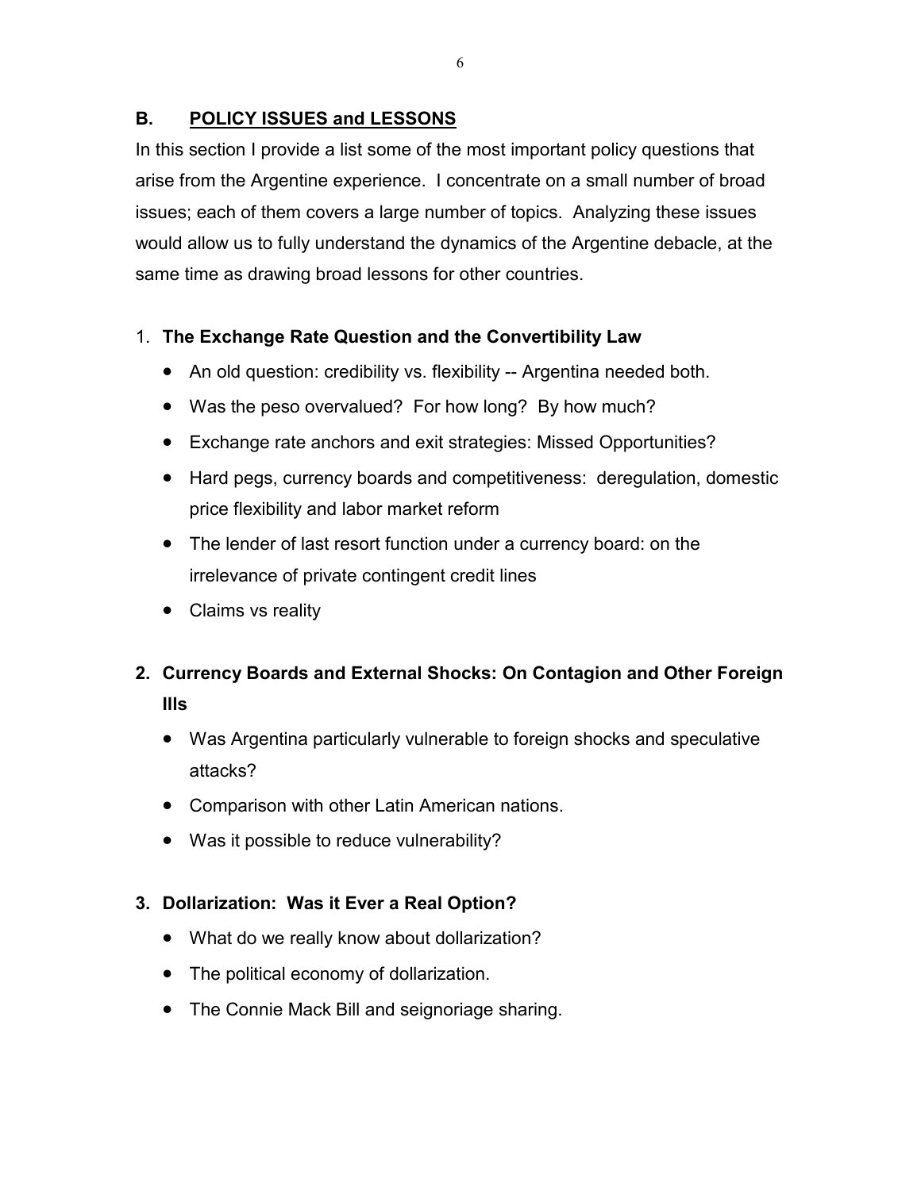## B. POLICY ISSUES and LESSONS

In this section I provide a list some of the most important policy questions that arise from the Argentine experience. I concentrate on a small number of broad issues; each of them covers a large number of topics. Analyzing these issues would allow us to fully understand the dynamics of the Argentine debacle, at the same time as drawing broad lessons for other countries.

1. **The Exchange Rate Question and the Convertibility Law**
   - An old question: credibility vs. flexibility -- Argentina needed both.
   - Was the peso overvalued? For how long? By how much?
   - Exchange rate anchors and exit strategies: Missed Opportunities?
   - Hard pegs, currency boards and competitiveness: deregulation, domestic price flexibility and labor market reform
   - The lender of last resort function under a currency board: on the irrelevance of private contingent credit lines
   - Claims vs reality

2. **Currency Boards and External Shocks: On Contagion and Other Foreign Ills**
   - Was Argentina particularly vulnerable to foreign shocks and speculative attacks?
   - Comparison with other Latin American nations.
   - Was it possible to reduce vulnerability?

3. **Dollarization: Was it Ever a Real Option?**
   - What do we really know about dollarization?
   - The political economy of dollarization.
   - The Connie Mack Bill and seignoriage sharing.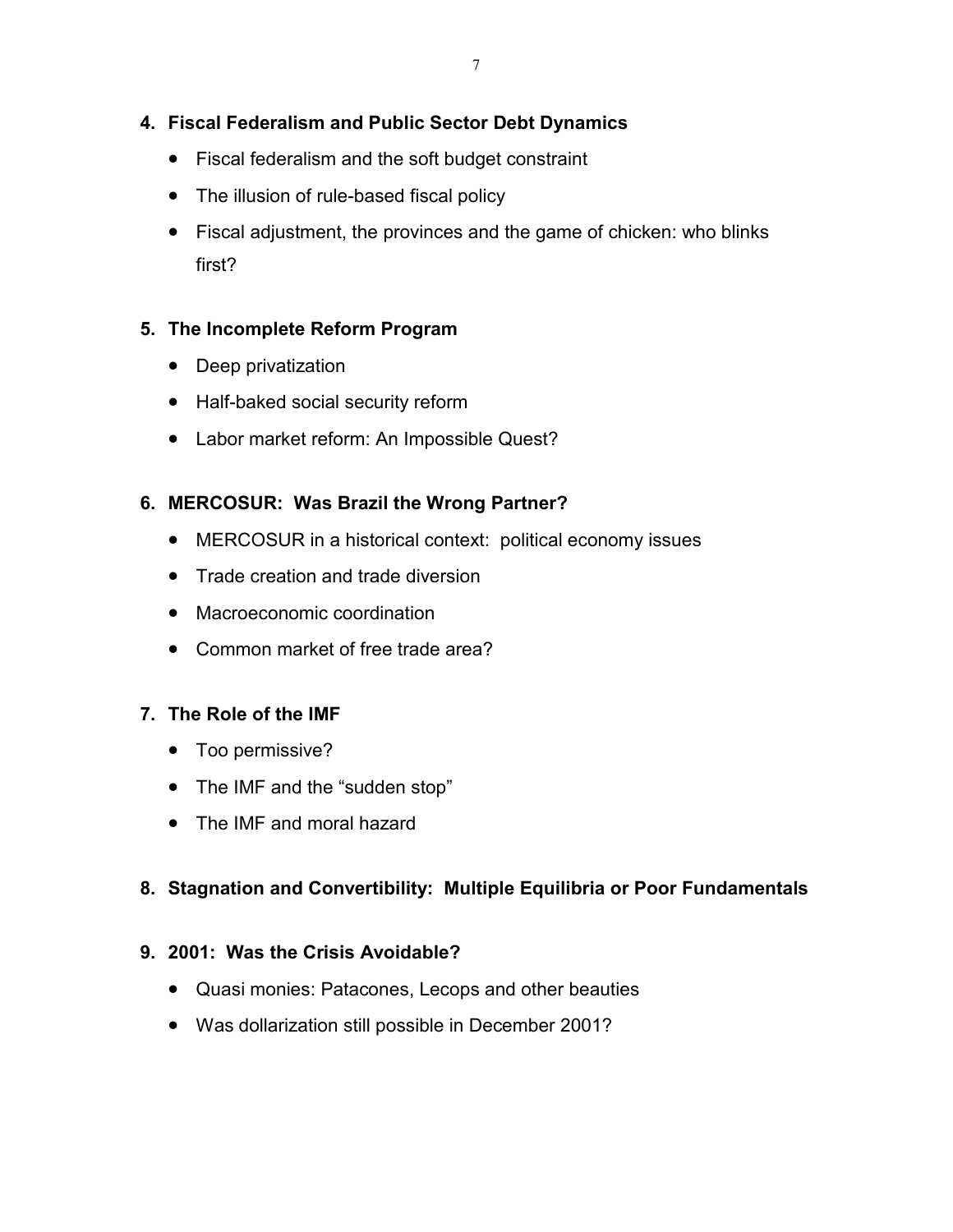4. **Fiscal Federalism and Public Sector Debt Dynamics**
   - Fiscal federalism and the soft budget constraint
   - The illusion of rule-based fiscal policy
   - Fiscal adjustment, the provinces and the game of chicken: who blinks first?

5. **The Incomplete Reform Program**
   - Deep privatization
   - Half-baked social security reform
   - Labor market reform: An Impossible Quest?

6. **MERCOSUR: Was Brazil the Wrong Partner?**
   - MERCOSUR in a historical context: political economy issues
   - Trade creation and trade diversion
   - Macroeconomic coordination
   - Common market of free trade area?

7. **The Role of the IMF**
   - Too permissive?
   - The IMF and the "sudden stop"
   - The IMF and moral hazard

8. **Stagnation and Convertibility: Multiple Equilibria or Poor Fundamentals**

9. **2001: Was the Crisis Avoidable?**
   - Quasi monies: Patacones, Lecops and other beauties
   - Was dollarization still possible in December 2001?